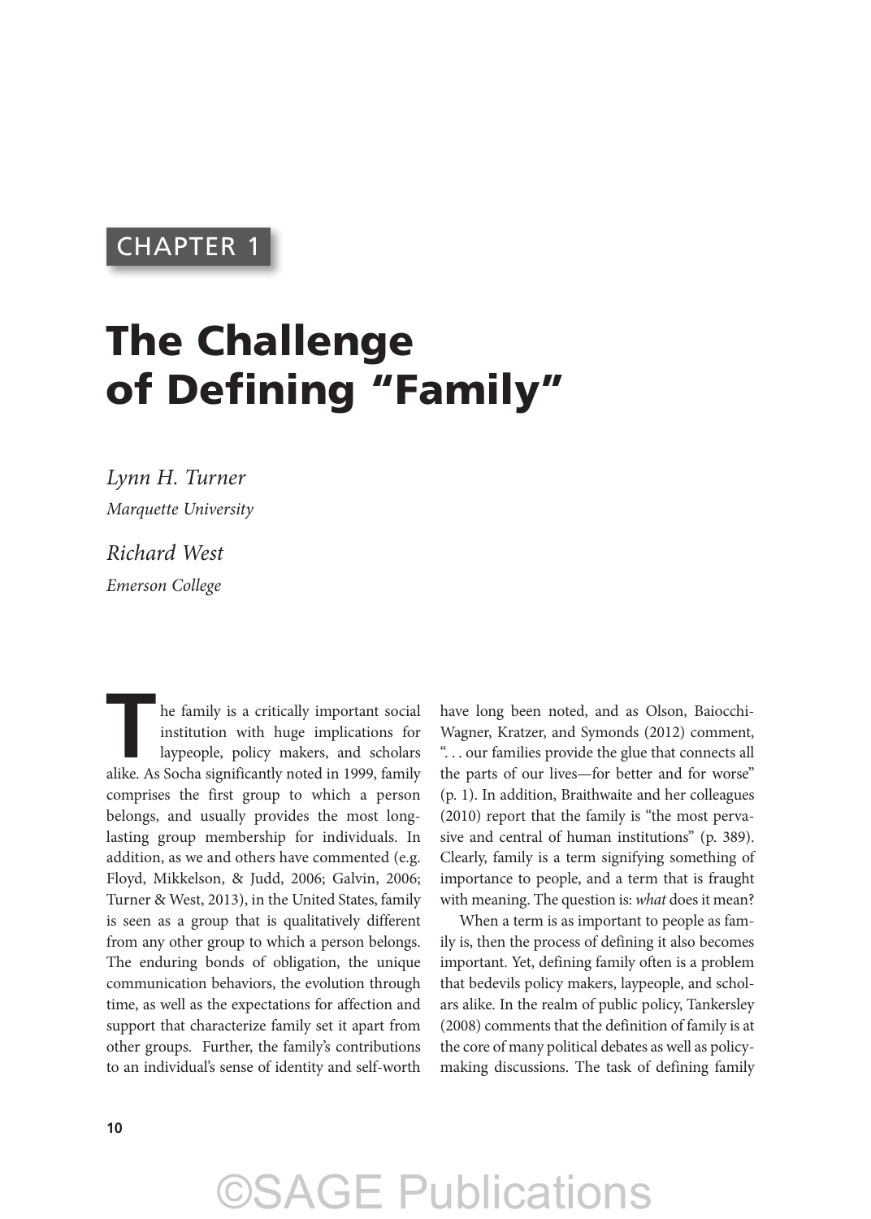CHAPTER 1

# The Challenge of Defining "Family"

*Lynn H. Turner*
*Marquette University*

*Richard West*
*Emerson College*

The family is a critically important social institution with huge implications for laypeople, policy makers, and scholars alike. As Socha significantly noted in 1999, family comprises the first group to which a person belongs, and usually provides the most long-lasting group membership for individuals. In addition, as we and others have commented (e.g. Floyd, Mikkelson, & Judd, 2006; Galvin, 2006; Turner & West, 2013), in the United States, family is seen as a group that is qualitatively different from any other group to which a person belongs. The enduring bonds of obligation, the unique communication behaviors, the evolution through time, as well as the expectations for affection and support that characterize family set it apart from other groups. Further, the family's contributions to an individual's sense of identity and self-worth have long been noted, and as Olson, Baiocchi-Wagner, Kratzer, and Symonds (2012) comment, ". . . our families provide the glue that connects all the parts of our lives—for better and for worse" (p. 1). In addition, Braithwaite and her colleagues (2010) report that the family is "the most pervasive and central of human institutions" (p. 389). Clearly, family is a term signifying something of importance to people, and a term that is fraught with meaning. The question is: *what* does it mean?

When a term is as important to people as family is, then the process of defining it also becomes important. Yet, defining family often is a problem that bedevils policy makers, laypeople, and scholars alike. In the realm of public policy, Tankersley (2008) comments that the definition of family is at the core of many political debates as well as policy-making discussions. The task of defining family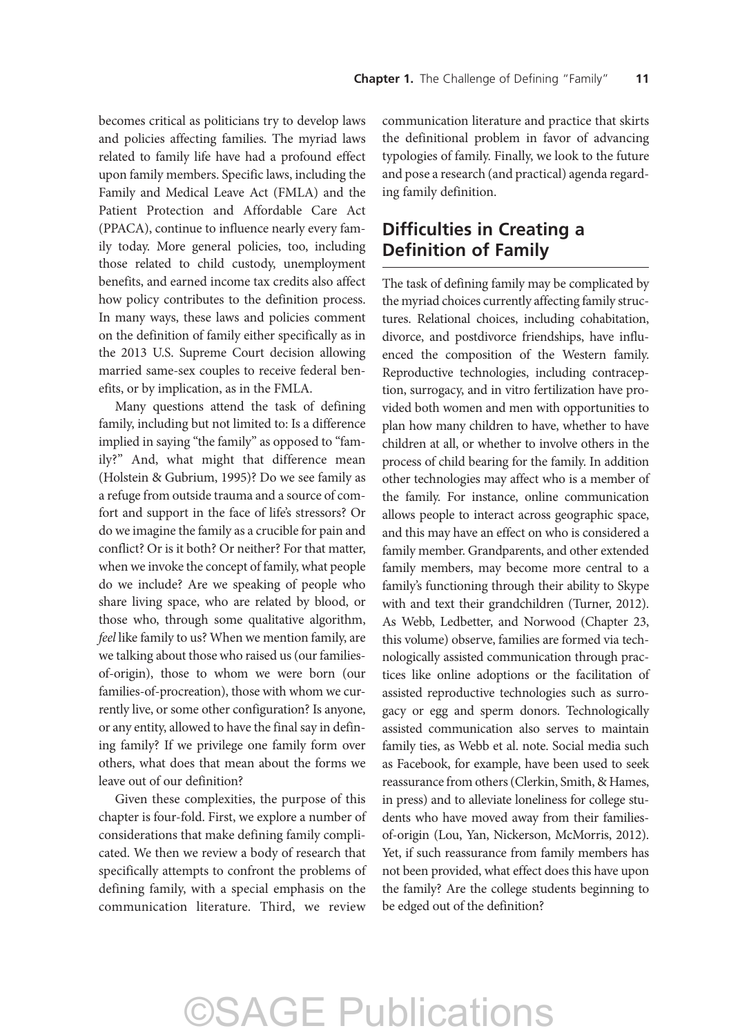becomes critical as politicians try to develop laws and policies affecting families. The myriad laws related to family life have had a profound effect upon family members. Specific laws, including the Family and Medical Leave Act (FMLA) and the Patient Protection and Affordable Care Act (PPACA), continue to influence nearly every family today. More general policies, too, including those related to child custody, unemployment benefits, and earned income tax credits also affect how policy contributes to the definition process. In many ways, these laws and policies comment on the definition of family either specifically as in the 2013 U.S. Supreme Court decision allowing married same-sex couples to receive federal benefits, or by implication, as in the FMLA.

Many questions attend the task of defining family, including but not limited to: Is a difference implied in saying "the family" as opposed to "family?" And, what might that difference mean (Holstein & Gubrium, 1995)? Do we see family as a refuge from outside trauma and a source of comfort and support in the face of life's stressors? Or do we imagine the family as a crucible for pain and conflict? Or is it both? Or neither? For that matter, when we invoke the concept of family, what people do we include? Are we speaking of people who share living space, who are related by blood, or those who, through some qualitative algorithm, *feel* like family to us? When we mention family, are we talking about those who raised us (our families-of-origin), those to whom we were born (our families-of-procreation), those with whom we currently live, or some other configuration? Is anyone, or any entity, allowed to have the final say in defining family? If we privilege one family form over others, what does that mean about the forms we leave out of our definition?

Given these complexities, the purpose of this chapter is four-fold. First, we explore a number of considerations that make defining family complicated. We then we review a body of research that specifically attempts to confront the problems of defining family, with a special emphasis on the communication literature. Third, we review communication literature and practice that skirts the definitional problem in favor of advancing typologies of family. Finally, we look to the future and pose a research (and practical) agenda regarding family definition.

## Difficulties in Creating a Definition of Family

The task of defining family may be complicated by the myriad choices currently affecting family structures. Relational choices, including cohabitation, divorce, and postdivorce friendships, have influenced the composition of the Western family. Reproductive technologies, including contraception, surrogacy, and in vitro fertilization have provided both women and men with opportunities to plan how many children to have, whether to have children at all, or whether to involve others in the process of child bearing for the family. In addition other technologies may affect who is a member of the family. For instance, online communication allows people to interact across geographic space, and this may have an effect on who is considered a family member. Grandparents, and other extended family members, may become more central to a family's functioning through their ability to Skype with and text their grandchildren (Turner, 2012). As Webb, Ledbetter, and Norwood (Chapter 23, this volume) observe, families are formed via technologically assisted communication through practices like online adoptions or the facilitation of assisted reproductive technologies such as surrogacy or egg and sperm donors. Technologically assisted communication also serves to maintain family ties, as Webb et al. note. Social media such as Facebook, for example, have been used to seek reassurance from others (Clerkin, Smith, & Hames, in press) and to alleviate loneliness for college students who have moved away from their families-of-origin (Lou, Yan, Nickerson, McMorris, 2012). Yet, if such reassurance from family members has not been provided, what effect does this have upon the family? Are the college students beginning to be edged out of the definition?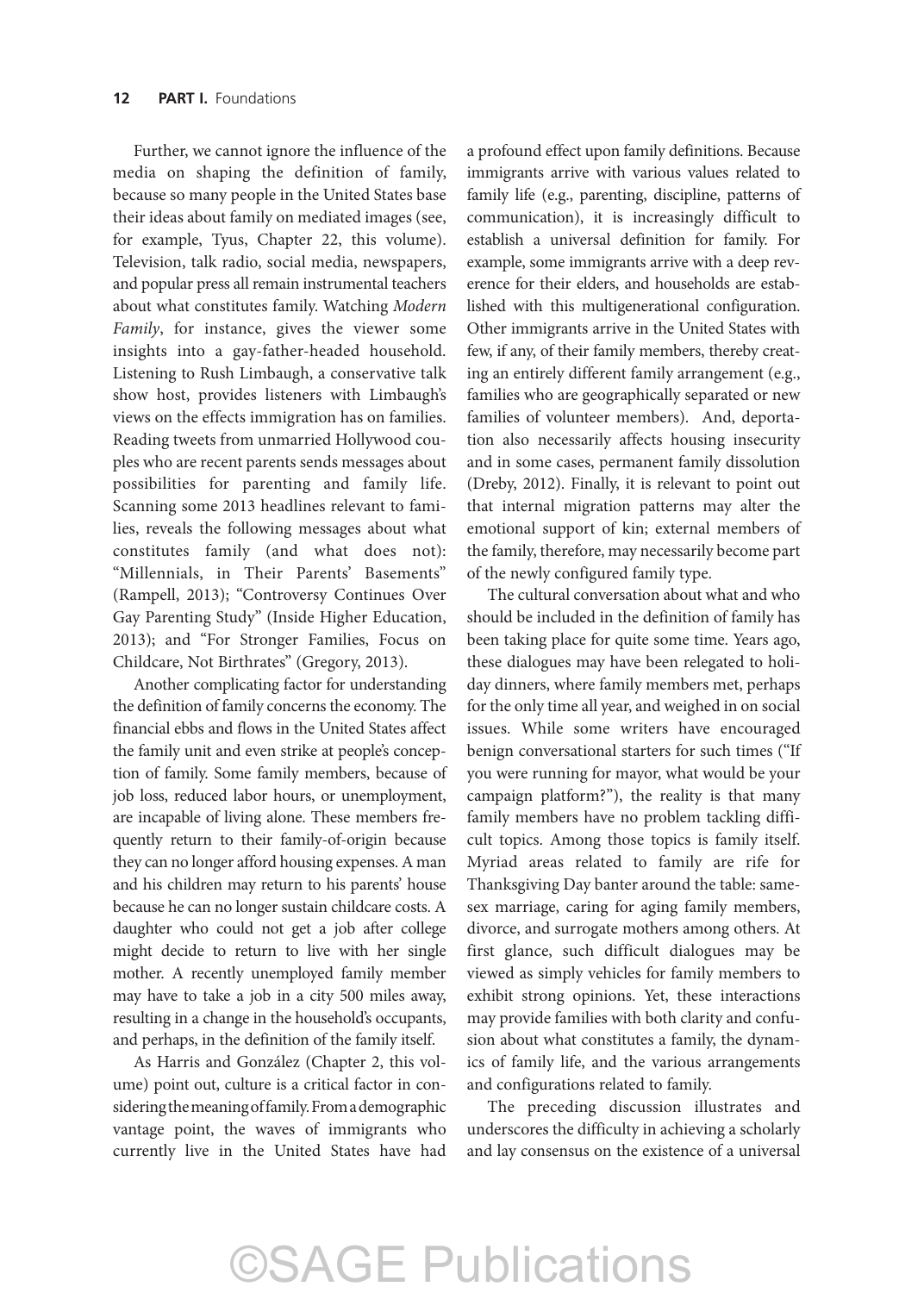Further, we cannot ignore the influence of the media on shaping the definition of family, because so many people in the United States base their ideas about family on mediated images (see, for example, Tyus, Chapter 22, this volume). Television, talk radio, social media, newspapers, and popular press all remain instrumental teachers about what constitutes family. Watching *Modern Family*, for instance, gives the viewer some insights into a gay-father-headed household. Listening to Rush Limbaugh, a conservative talk show host, provides listeners with Limbaugh's views on the effects immigration has on families. Reading tweets from unmarried Hollywood couples who are recent parents sends messages about possibilities for parenting and family life. Scanning some 2013 headlines relevant to families, reveals the following messages about what constitutes family (and what does not): "Millennials, in Their Parents' Basements" (Rampell, 2013); "Controversy Continues Over Gay Parenting Study" (Inside Higher Education, 2013); and "For Stronger Families, Focus on Childcare, Not Birthrates" (Gregory, 2013).

Another complicating factor for understanding the definition of family concerns the economy. The financial ebbs and flows in the United States affect the family unit and even strike at people's conception of family. Some family members, because of job loss, reduced labor hours, or unemployment, are incapable of living alone. These members frequently return to their family-of-origin because they can no longer afford housing expenses. A man and his children may return to his parents' house because he can no longer sustain childcare costs. A daughter who could not get a job after college might decide to return to live with her single mother. A recently unemployed family member may have to take a job in a city 500 miles away, resulting in a change in the household's occupants, and perhaps, in the definition of the family itself.

As Harris and González (Chapter 2, this volume) point out, culture is a critical factor in considering the meaning of family. From a demographic vantage point, the waves of immigrants who currently live in the United States have had a profound effect upon family definitions. Because immigrants arrive with various values related to family life (e.g., parenting, discipline, patterns of communication), it is increasingly difficult to establish a universal definition for family. For example, some immigrants arrive with a deep reverence for their elders, and households are established with this multigenerational configuration. Other immigrants arrive in the United States with few, if any, of their family members, thereby creating an entirely different family arrangement (e.g., families who are geographically separated or new families of volunteer members). And, deportation also necessarily affects housing insecurity and in some cases, permanent family dissolution (Dreby, 2012). Finally, it is relevant to point out that internal migration patterns may alter the emotional support of kin; external members of the family, therefore, may necessarily become part of the newly configured family type.

The cultural conversation about what and who should be included in the definition of family has been taking place for quite some time. Years ago, these dialogues may have been relegated to holiday dinners, where family members met, perhaps for the only time all year, and weighed in on social issues. While some writers have encouraged benign conversational starters for such times ("If you were running for mayor, what would be your campaign platform?"), the reality is that many family members have no problem tackling difficult topics. Among those topics is family itself. Myriad areas related to family are rife for Thanksgiving Day banter around the table: same-sex marriage, caring for aging family members, divorce, and surrogate mothers among others. At first glance, such difficult dialogues may be viewed as simply vehicles for family members to exhibit strong opinions. Yet, these interactions may provide families with both clarity and confusion about what constitutes a family, the dynamics of family life, and the various arrangements and configurations related to family.

The preceding discussion illustrates and underscores the difficulty in achieving a scholarly and lay consensus on the existence of a universal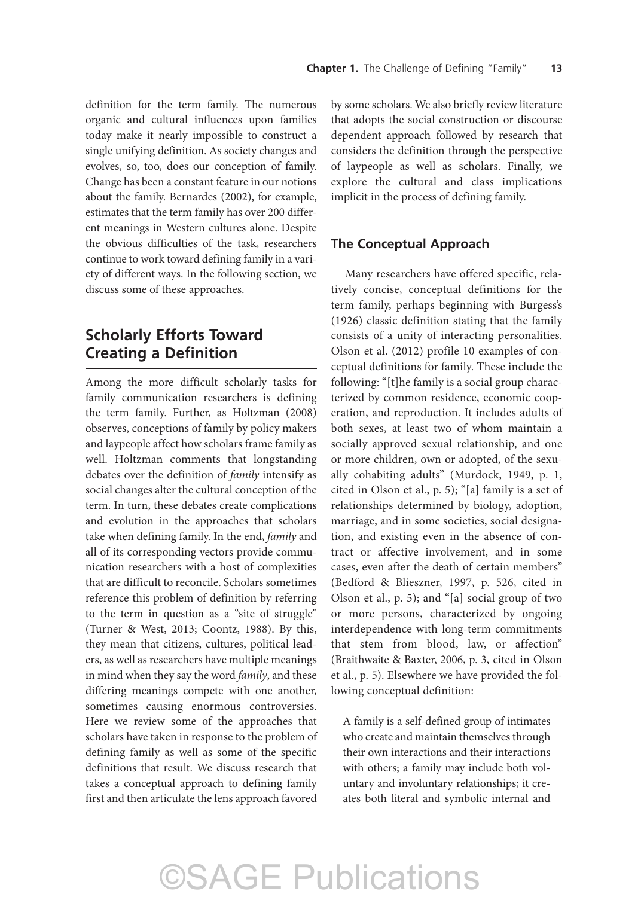definition for the term family. The numerous organic and cultural influences upon families today make it nearly impossible to construct a single unifying definition. As society changes and evolves, so, too, does our conception of family. Change has been a constant feature in our notions about the family. Bernardes (2002), for example, estimates that the term family has over 200 different meanings in Western cultures alone. Despite the obvious difficulties of the task, researchers continue to work toward defining family in a variety of different ways. In the following section, we discuss some of these approaches.

## Scholarly Efforts Toward Creating a Definition

Among the more difficult scholarly tasks for family communication researchers is defining the term family. Further, as Holtzman (2008) observes, conceptions of family by policy makers and laypeople affect how scholars frame family as well. Holtzman comments that longstanding debates over the definition of *family* intensify as social changes alter the cultural conception of the term. In turn, these debates create complications and evolution in the approaches that scholars take when defining family. In the end, *family* and all of its corresponding vectors provide communication researchers with a host of complexities that are difficult to reconcile. Scholars sometimes reference this problem of definition by referring to the term in question as a "site of struggle" (Turner & West, 2013; Coontz, 1988). By this, they mean that citizens, cultures, political leaders, as well as researchers have multiple meanings in mind when they say the word *family*, and these differing meanings compete with one another, sometimes causing enormous controversies. Here we review some of the approaches that scholars have taken in response to the problem of defining family as well as some of the specific definitions that result. We discuss research that takes a conceptual approach to defining family first and then articulate the lens approach favored by some scholars. We also briefly review literature that adopts the social construction or discourse dependent approach followed by research that considers the definition through the perspective of laypeople as well as scholars. Finally, we explore the cultural and class implications implicit in the process of defining family.

### The Conceptual Approach

Many researchers have offered specific, relatively concise, conceptual definitions for the term family, perhaps beginning with Burgess's (1926) classic definition stating that the family consists of a unity of interacting personalities. Olson et al. (2012) profile 10 examples of conceptual definitions for family. These include the following: "[t]he family is a social group characterized by common residence, economic cooperation, and reproduction. It includes adults of both sexes, at least two of whom maintain a socially approved sexual relationship, and one or more children, own or adopted, of the sexually cohabiting adults" (Murdock, 1949, p. 1, cited in Olson et al., p. 5); "[a] family is a set of relationships determined by biology, adoption, marriage, and in some societies, social designation, and existing even in the absence of contract or affective involvement, and in some cases, even after the death of certain members" (Bedford & Blieszner, 1997, p. 526, cited in Olson et al., p. 5); and "[a] social group of two or more persons, characterized by ongoing interdependence with long-term commitments that stem from blood, law, or affection" (Braithwaite & Baxter, 2006, p. 3, cited in Olson et al., p. 5). Elsewhere we have provided the following conceptual definition:

> A family is a self-defined group of intimates who create and maintain themselves through their own interactions and their interactions with others; a family may include both voluntary and involuntary relationships; it creates both literal and symbolic internal and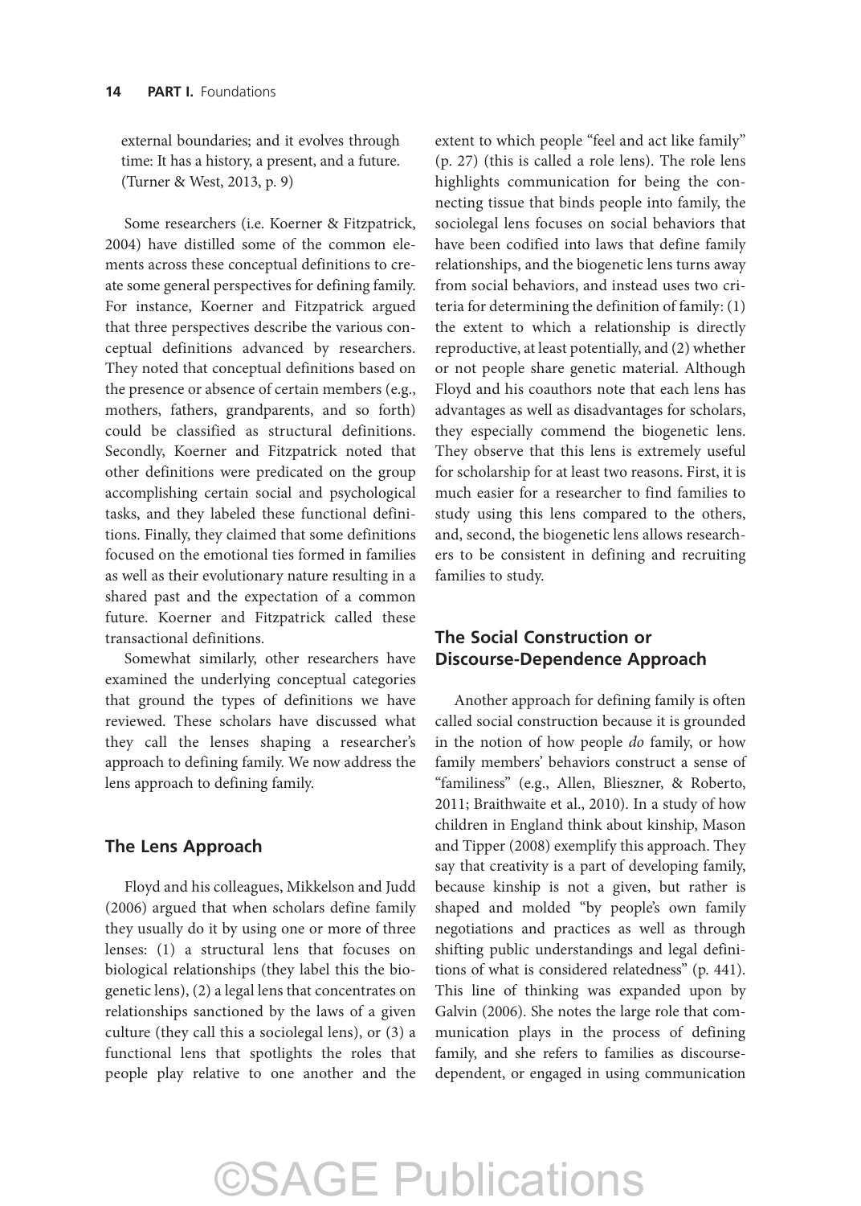external boundaries; and it evolves through time: It has a history, a present, and a future. (Turner & West, 2013, p. 9)

Some researchers (i.e. Koerner & Fitzpatrick, 2004) have distilled some of the common elements across these conceptual definitions to create some general perspectives for defining family. For instance, Koerner and Fitzpatrick argued that three perspectives describe the various conceptual definitions advanced by researchers. They noted that conceptual definitions based on the presence or absence of certain members (e.g., mothers, fathers, grandparents, and so forth) could be classified as structural definitions. Secondly, Koerner and Fitzpatrick noted that other definitions were predicated on the group accomplishing certain social and psychological tasks, and they labeled these functional definitions. Finally, they claimed that some definitions focused on the emotional ties formed in families as well as their evolutionary nature resulting in a shared past and the expectation of a common future. Koerner and Fitzpatrick called these transactional definitions.

Somewhat similarly, other researchers have examined the underlying conceptual categories that ground the types of definitions we have reviewed. These scholars have discussed what they call the lenses shaping a researcher's approach to defining family. We now address the lens approach to defining family.

## The Lens Approach

Floyd and his colleagues, Mikkelson and Judd (2006) argued that when scholars define family they usually do it by using one or more of three lenses: (1) a structural lens that focuses on biological relationships (they label this the biogenetic lens), (2) a legal lens that concentrates on relationships sanctioned by the laws of a given culture (they call this a sociolegal lens), or (3) a functional lens that spotlights the roles that people play relative to one another and the extent to which people "feel and act like family" (p. 27) (this is called a role lens). The role lens highlights communication for being the connecting tissue that binds people into family, the sociolegal lens focuses on social behaviors that have been codified into laws that define family relationships, and the biogenetic lens turns away from social behaviors, and instead uses two criteria for determining the definition of family: (1) the extent to which a relationship is directly reproductive, at least potentially, and (2) whether or not people share genetic material. Although Floyd and his coauthors note that each lens has advantages as well as disadvantages for scholars, they especially commend the biogenetic lens. They observe that this lens is extremely useful for scholarship for at least two reasons. First, it is much easier for a researcher to find families to study using this lens compared to the others, and, second, the biogenetic lens allows researchers to be consistent in defining and recruiting families to study.

## The Social Construction or Discourse-Dependence Approach

Another approach for defining family is often called social construction because it is grounded in the notion of how people *do* family, or how family members' behaviors construct a sense of "familiness" (e.g., Allen, Blieszner, & Roberto, 2011; Braithwaite et al., 2010). In a study of how children in England think about kinship, Mason and Tipper (2008) exemplify this approach. They say that creativity is a part of developing family, because kinship is not a given, but rather is shaped and molded "by people's own family negotiations and practices as well as through shifting public understandings and legal definitions of what is considered relatedness" (p. 441). This line of thinking was expanded upon by Galvin (2006). She notes the large role that communication plays in the process of defining family, and she refers to families as discourse-dependent, or engaged in using communication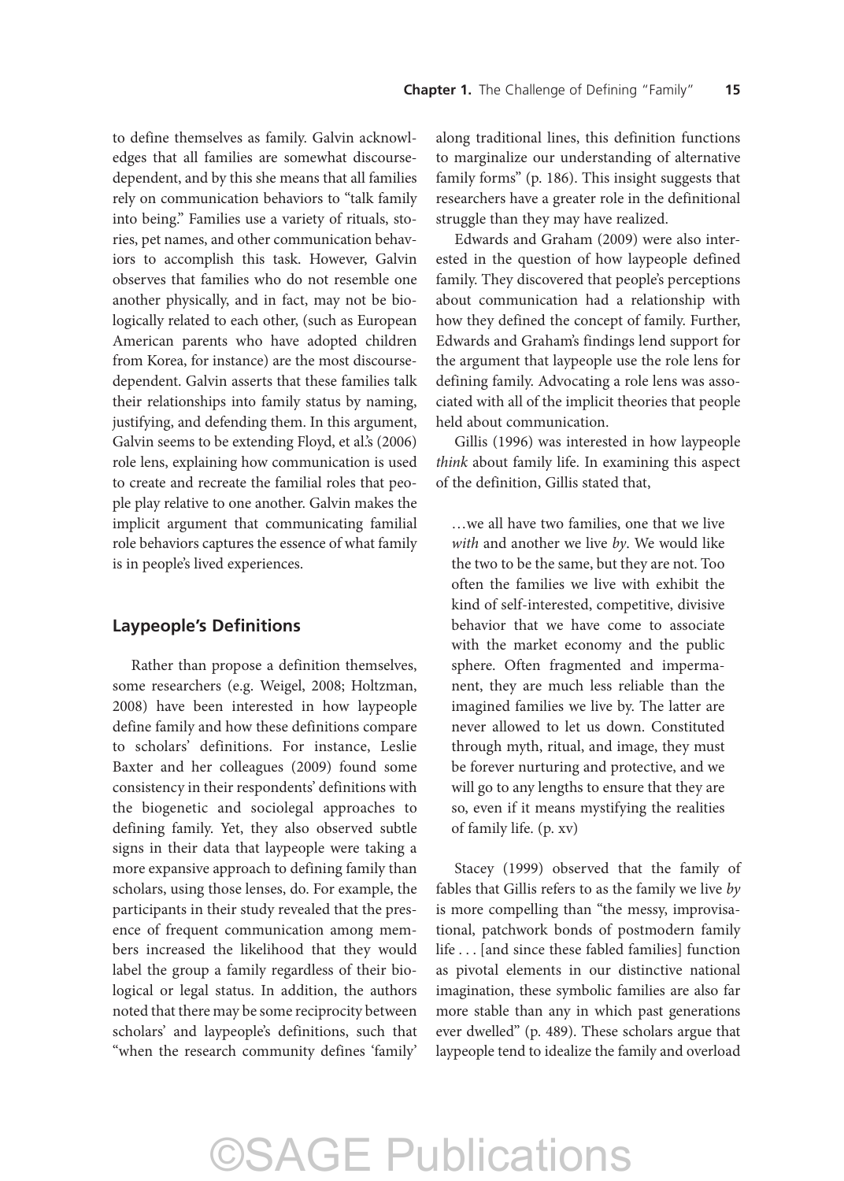to define themselves as family. Galvin acknowledges that all families are somewhat discourse-dependent, and by this she means that all families rely on communication behaviors to "talk family into being." Families use a variety of rituals, stories, pet names, and other communication behaviors to accomplish this task. However, Galvin observes that families who do not resemble one another physically, and in fact, may not be biologically related to each other, (such as European American parents who have adopted children from Korea, for instance) are the most discourse-dependent. Galvin asserts that these families talk their relationships into family status by naming, justifying, and defending them. In this argument, Galvin seems to be extending Floyd, et al.'s (2006) role lens, explaining how communication is used to create and recreate the familial roles that people play relative to one another. Galvin makes the implicit argument that communicating familial role behaviors captures the essence of what family is in people's lived experiences.

## Laypeople's Definitions

Rather than propose a definition themselves, some researchers (e.g. Weigel, 2008; Holtzman, 2008) have been interested in how laypeople define family and how these definitions compare to scholars' definitions. For instance, Leslie Baxter and her colleagues (2009) found some consistency in their respondents' definitions with the biogenetic and sociolegal approaches to defining family. Yet, they also observed subtle signs in their data that laypeople were taking a more expansive approach to defining family than scholars, using those lenses, do. For example, the participants in their study revealed that the presence of frequent communication among members increased the likelihood that they would label the group a family regardless of their biological or legal status. In addition, the authors noted that there may be some reciprocity between scholars' and laypeople's definitions, such that "when the research community defines 'family' along traditional lines, this definition functions to marginalize our understanding of alternative family forms" (p. 186). This insight suggests that researchers have a greater role in the definitional struggle than they may have realized.

Edwards and Graham (2009) were also interested in the question of how laypeople defined family. They discovered that people's perceptions about communication had a relationship with how they defined the concept of family. Further, Edwards and Graham's findings lend support for the argument that laypeople use the role lens for defining family. Advocating a role lens was associated with all of the implicit theories that people held about communication.

Gillis (1996) was interested in how laypeople *think* about family life. In examining this aspect of the definition, Gillis stated that,

> …we all have two families, one that we live *with* and another we live *by*. We would like the two to be the same, but they are not. Too often the families we live with exhibit the kind of self-interested, competitive, divisive behavior that we have come to associate with the market economy and the public sphere. Often fragmented and impermanent, they are much less reliable than the imagined families we live by. The latter are never allowed to let us down. Constituted through myth, ritual, and image, they must be forever nurturing and protective, and we will go to any lengths to ensure that they are so, even if it means mystifying the realities of family life. (p. xv)

Stacey (1999) observed that the family of fables that Gillis refers to as the family we live *by* is more compelling than "the messy, improvisational, patchwork bonds of postmodern family life . . . [and since these fabled families] function as pivotal elements in our distinctive national imagination, these symbolic families are also far more stable than any in which past generations ever dwelled" (p. 489). These scholars argue that laypeople tend to idealize the family and overload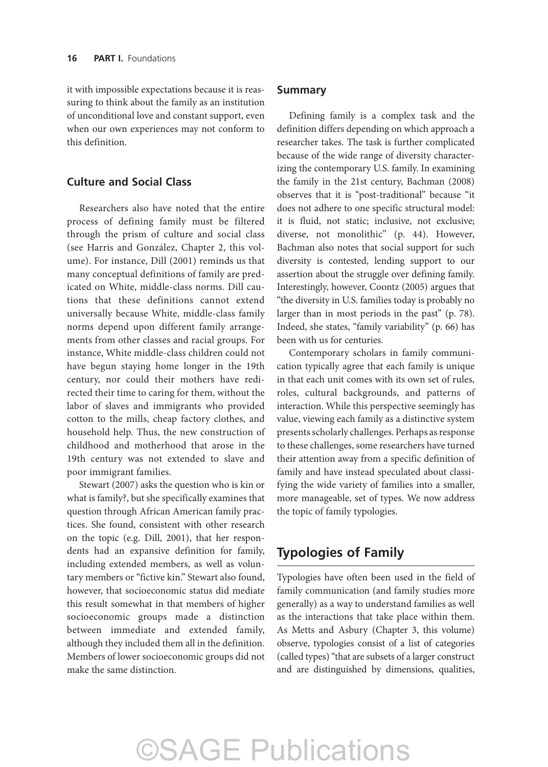it with impossible expectations because it is reassuring to think about the family as an institution of unconditional love and constant support, even when our own experiences may not conform to this definition.

### Culture and Social Class

Researchers also have noted that the entire process of defining family must be filtered through the prism of culture and social class (see Harris and González, Chapter 2, this volume). For instance, Dill (2001) reminds us that many conceptual definitions of family are predicated on White, middle-class norms. Dill cautions that these definitions cannot extend universally because White, middle-class family norms depend upon different family arrangements from other classes and racial groups. For instance, White middle-class children could not have begun staying home longer in the 19th century, nor could their mothers have redirected their time to caring for them, without the labor of slaves and immigrants who provided cotton to the mills, cheap factory clothes, and household help. Thus, the new construction of childhood and motherhood that arose in the 19th century was not extended to slave and poor immigrant families.

Stewart (2007) asks the question who is kin or what is family?, but she specifically examines that question through African American family practices. She found, consistent with other research on the topic (e.g. Dill, 2001), that her respondents had an expansive definition for family, including extended members, as well as voluntary members or "fictive kin." Stewart also found, however, that socioeconomic status did mediate this result somewhat in that members of higher socioeconomic groups made a distinction between immediate and extended family, although they included them all in the definition. Members of lower socioeconomic groups did not make the same distinction.

### Summary

Defining family is a complex task and the definition differs depending on which approach a researcher takes. The task is further complicated because of the wide range of diversity characterizing the contemporary U.S. family. In examining the family in the 21st century, Bachman (2008) observes that it is "post-traditional" because "it does not adhere to one specific structural model: it is fluid, not static; inclusive, not exclusive; diverse, not monolithic" (p. 44). However, Bachman also notes that social support for such diversity is contested, lending support to our assertion about the struggle over defining family. Interestingly, however, Coontz (2005) argues that "the diversity in U.S. families today is probably no larger than in most periods in the past" (p. 78). Indeed, she states, "family variability" (p. 66) has been with us for centuries.

Contemporary scholars in family communication typically agree that each family is unique in that each unit comes with its own set of rules, roles, cultural backgrounds, and patterns of interaction. While this perspective seemingly has value, viewing each family as a distinctive system presents scholarly challenges. Perhaps as response to these challenges, some researchers have turned their attention away from a specific definition of family and have instead speculated about classifying the wide variety of families into a smaller, more manageable, set of types. We now address the topic of family typologies.

## Typologies of Family

Typologies have often been used in the field of family communication (and family studies more generally) as a way to understand families as well as the interactions that take place within them. As Metts and Asbury (Chapter 3, this volume) observe, typologies consist of a list of categories (called types) "that are subsets of a larger construct and are distinguished by dimensions, qualities,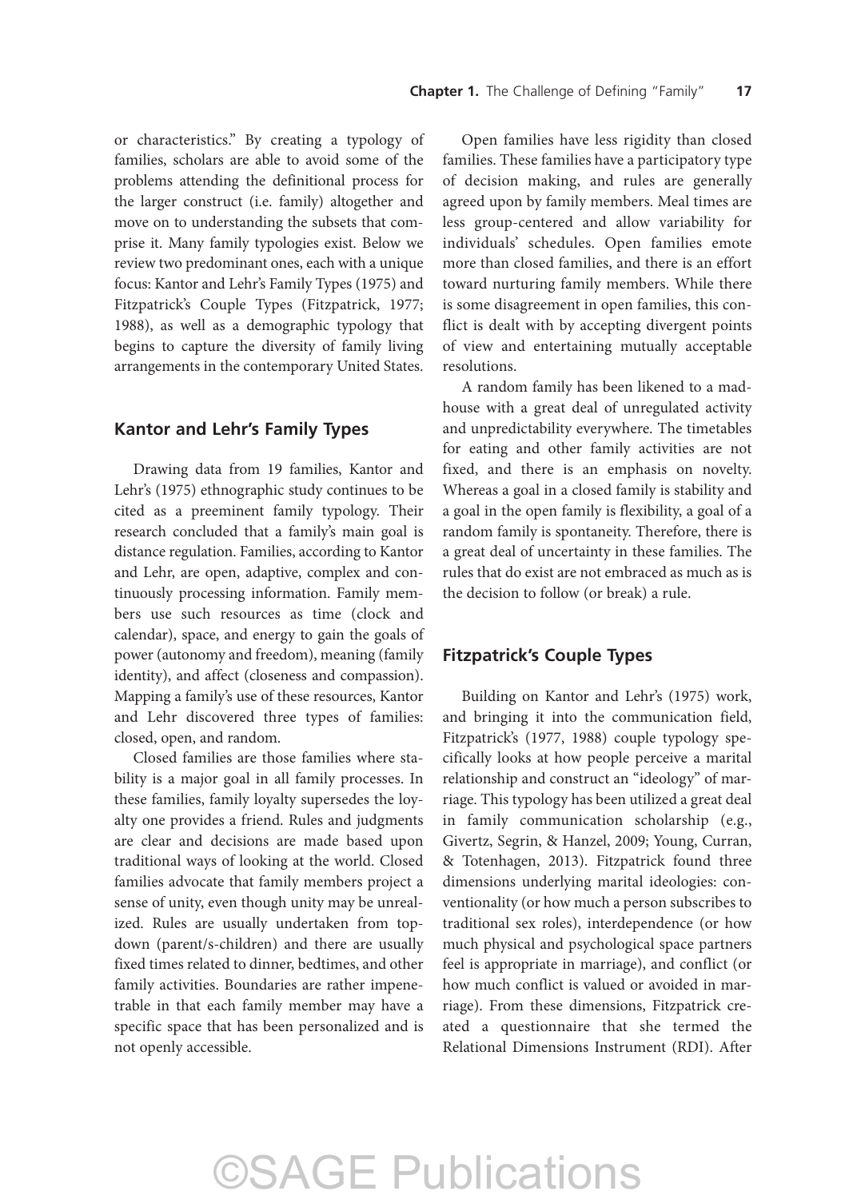or characteristics." By creating a typology of families, scholars are able to avoid some of the problems attending the definitional process for the larger construct (i.e. family) altogether and move on to understanding the subsets that comprise it. Many family typologies exist. Below we review two predominant ones, each with a unique focus: Kantor and Lehr's Family Types (1975) and Fitzpatrick's Couple Types (Fitzpatrick, 1977; 1988), as well as a demographic typology that begins to capture the diversity of family living arrangements in the contemporary United States.

## Kantor and Lehr's Family Types

Drawing data from 19 families, Kantor and Lehr's (1975) ethnographic study continues to be cited as a preeminent family typology. Their research concluded that a family's main goal is distance regulation. Families, according to Kantor and Lehr, are open, adaptive, complex and continuously processing information. Family members use such resources as time (clock and calendar), space, and energy to gain the goals of power (autonomy and freedom), meaning (family identity), and affect (closeness and compassion). Mapping a family's use of these resources, Kantor and Lehr discovered three types of families: closed, open, and random.

Closed families are those families where stability is a major goal in all family processes. In these families, family loyalty supersedes the loyalty one provides a friend. Rules and judgments are clear and decisions are made based upon traditional ways of looking at the world. Closed families advocate that family members project a sense of unity, even though unity may be unrealized. Rules are usually undertaken from top-down (parent/s-children) and there are usually fixed times related to dinner, bedtimes, and other family activities. Boundaries are rather impenetrable in that each family member may have a specific space that has been personalized and is not openly accessible.

Open families have less rigidity than closed families. These families have a participatory type of decision making, and rules are generally agreed upon by family members. Meal times are less group-centered and allow variability for individuals' schedules. Open families emote more than closed families, and there is an effort toward nurturing family members. While there is some disagreement in open families, this conflict is dealt with by accepting divergent points of view and entertaining mutually acceptable resolutions.

A random family has been likened to a madhouse with a great deal of unregulated activity and unpredictability everywhere. The timetables for eating and other family activities are not fixed, and there is an emphasis on novelty. Whereas a goal in a closed family is stability and a goal in the open family is flexibility, a goal of a random family is spontaneity. Therefore, there is a great deal of uncertainty in these families. The rules that do exist are not embraced as much as is the decision to follow (or break) a rule.

## Fitzpatrick's Couple Types

Building on Kantor and Lehr's (1975) work, and bringing it into the communication field, Fitzpatrick's (1977, 1988) couple typology specifically looks at how people perceive a marital relationship and construct an "ideology" of marriage. This typology has been utilized a great deal in family communication scholarship (e.g., Givertz, Segrin, & Hanzel, 2009; Young, Curran, & Totenhagen, 2013). Fitzpatrick found three dimensions underlying marital ideologies: conventionality (or how much a person subscribes to traditional sex roles), interdependence (or how much physical and psychological space partners feel is appropriate in marriage), and conflict (or how much conflict is valued or avoided in marriage). From these dimensions, Fitzpatrick created a questionnaire that she termed the Relational Dimensions Instrument (RDI). After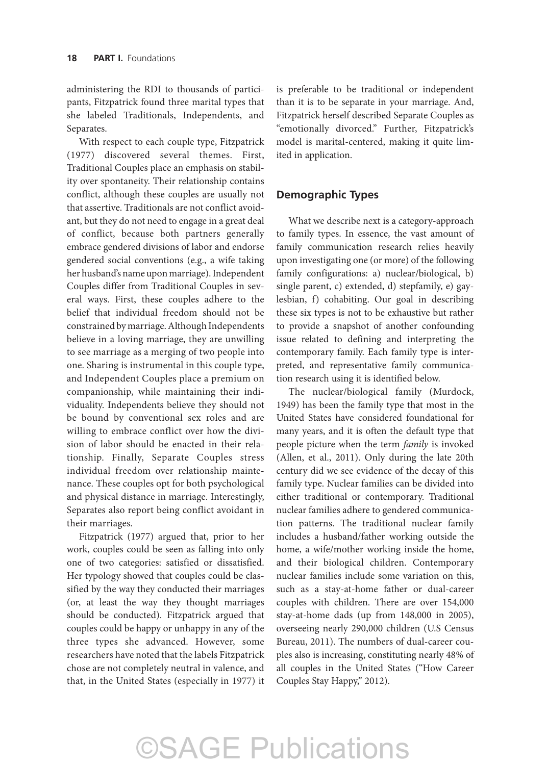administering the RDI to thousands of participants, Fitzpatrick found three marital types that she labeled Traditionals, Independents, and Separates.

With respect to each couple type, Fitzpatrick (1977) discovered several themes. First, Traditional Couples place an emphasis on stability over spontaneity. Their relationship contains conflict, although these couples are usually not that assertive. Traditionals are not conflict avoidant, but they do not need to engage in a great deal of conflict, because both partners generally embrace gendered divisions of labor and endorse gendered social conventions (e.g., a wife taking her husband's name upon marriage). Independent Couples differ from Traditional Couples in several ways. First, these couples adhere to the belief that individual freedom should not be constrained by marriage. Although Independents believe in a loving marriage, they are unwilling to see marriage as a merging of two people into one. Sharing is instrumental in this couple type, and Independent Couples place a premium on companionship, while maintaining their individuality. Independents believe they should not be bound by conventional sex roles and are willing to embrace conflict over how the division of labor should be enacted in their relationship. Finally, Separate Couples stress individual freedom over relationship maintenance. These couples opt for both psychological and physical distance in marriage. Interestingly, Separates also report being conflict avoidant in their marriages.

Fitzpatrick (1977) argued that, prior to her work, couples could be seen as falling into only one of two categories: satisfied or dissatisfied. Her typology showed that couples could be classified by the way they conducted their marriages (or, at least the way they thought marriages should be conducted). Fitzpatrick argued that couples could be happy or unhappy in any of the three types she advanced. However, some researchers have noted that the labels Fitzpatrick chose are not completely neutral in valence, and that, in the United States (especially in 1977) it is preferable to be traditional or independent than it is to be separate in your marriage. And, Fitzpatrick herself described Separate Couples as "emotionally divorced." Further, Fitzpatrick's model is marital-centered, making it quite limited in application.

### Demographic Types

What we describe next is a category-approach to family types. In essence, the vast amount of family communication research relies heavily upon investigating one (or more) of the following family configurations: a) nuclear/biological, b) single parent, c) extended, d) stepfamily, e) gay-lesbian, f) cohabiting. Our goal in describing these six types is not to be exhaustive but rather to provide a snapshot of another confounding issue related to defining and interpreting the contemporary family. Each family type is interpreted, and representative family communication research using it is identified below.

The nuclear/biological family (Murdock, 1949) has been the family type that most in the United States have considered foundational for many years, and it is often the default type that people picture when the term *family* is invoked (Allen, et al., 2011). Only during the late 20th century did we see evidence of the decay of this family type. Nuclear families can be divided into either traditional or contemporary. Traditional nuclear families adhere to gendered communication patterns. The traditional nuclear family includes a husband/father working outside the home, a wife/mother working inside the home, and their biological children. Contemporary nuclear families include some variation on this, such as a stay-at-home father or dual-career couples with children. There are over 154,000 stay-at-home dads (up from 148,000 in 2005), overseeing nearly 290,000 children (U.S Census Bureau, 2011). The numbers of dual-career couples also is increasing, constituting nearly 48% of all couples in the United States ("How Career Couples Stay Happy," 2012).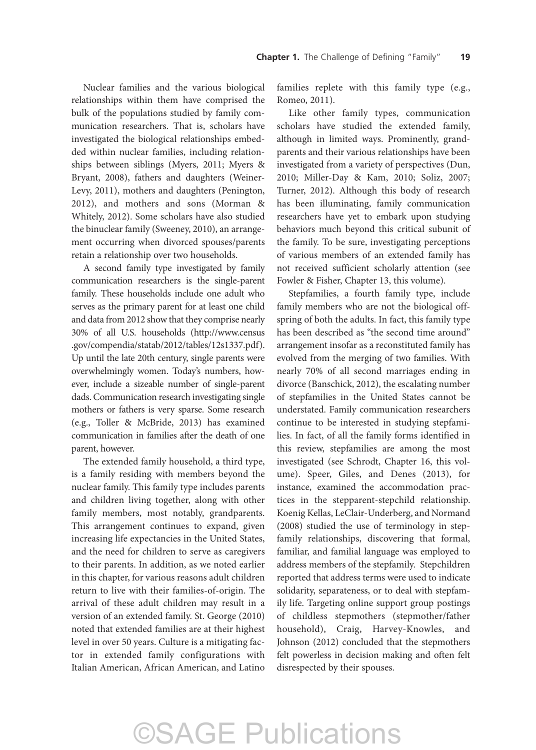Nuclear families and the various biological relationships within them have comprised the bulk of the populations studied by family communication researchers. That is, scholars have investigated the biological relationships embedded within nuclear families, including relationships between siblings (Myers, 2011; Myers & Bryant, 2008), fathers and daughters (Weiner-Levy, 2011), mothers and daughters (Penington, 2012), and mothers and sons (Morman & Whitely, 2012). Some scholars have also studied the binuclear family (Sweeney, 2010), an arrangement occurring when divorced spouses/parents retain a relationship over two households.

A second family type investigated by family communication researchers is the single-parent family. These households include one adult who serves as the primary parent for at least one child and data from 2012 show that they comprise nearly 30% of all U.S. households (http://www.census.gov/compendia/statab/2012/tables/12s1337.pdf). Up until the late 20th century, single parents were overwhelmingly women. Today's numbers, however, include a sizeable number of single-parent dads. Communication research investigating single mothers or fathers is very sparse. Some research (e.g., Toller & McBride, 2013) has examined communication in families after the death of one parent, however.

The extended family household, a third type, is a family residing with members beyond the nuclear family. This family type includes parents and children living together, along with other family members, most notably, grandparents. This arrangement continues to expand, given increasing life expectancies in the United States, and the need for children to serve as caregivers to their parents. In addition, as we noted earlier in this chapter, for various reasons adult children return to live with their families-of-origin. The arrival of these adult children may result in a version of an extended family. St. George (2010) noted that extended families are at their highest level in over 50 years. Culture is a mitigating factor in extended family configurations with Italian American, African American, and Latino families replete with this family type (e.g., Romeo, 2011).

Like other family types, communication scholars have studied the extended family, although in limited ways. Prominently, grandparents and their various relationships have been investigated from a variety of perspectives (Dun, 2010; Miller-Day & Kam, 2010; Soliz, 2007; Turner, 2012). Although this body of research has been illuminating, family communication researchers have yet to embark upon studying behaviors much beyond this critical subunit of the family. To be sure, investigating perceptions of various members of an extended family has not received sufficient scholarly attention (see Fowler & Fisher, Chapter 13, this volume).

Stepfamilies, a fourth family type, include family members who are not the biological offspring of both the adults. In fact, this family type has been described as "the second time around" arrangement insofar as a reconstituted family has evolved from the merging of two families. With nearly 70% of all second marriages ending in divorce (Banschick, 2012), the escalating number of stepfamilies in the United States cannot be understated. Family communication researchers continue to be interested in studying stepfamilies. In fact, of all the family forms identified in this review, stepfamilies are among the most investigated (see Schrodt, Chapter 16, this volume). Speer, Giles, and Denes (2013), for instance, examined the accommodation practices in the stepparent-stepchild relationship. Koenig Kellas, LeClair-Underberg, and Normand (2008) studied the use of terminology in stepfamily relationships, discovering that formal, familiar, and familial language was employed to address members of the stepfamily. Stepchildren reported that address terms were used to indicate solidarity, separateness, or to deal with stepfamily life. Targeting online support group postings of childless stepmothers (stepmother/father household), Craig, Harvey-Knowles, and Johnson (2012) concluded that the stepmothers felt powerless in decision making and often felt disrespected by their spouses.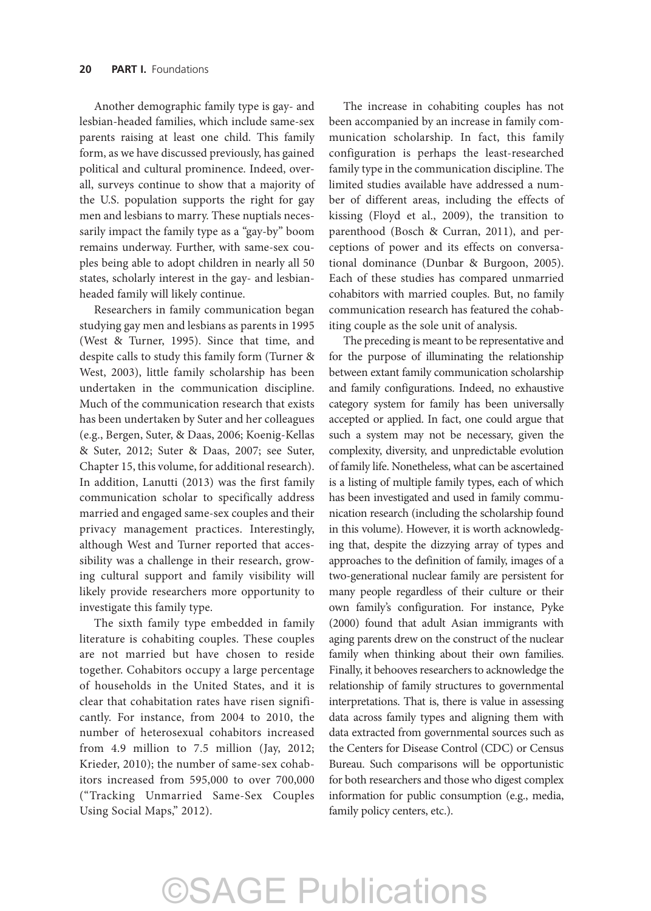Another demographic family type is gay- and lesbian-headed families, which include same-sex parents raising at least one child. This family form, as we have discussed previously, has gained political and cultural prominence. Indeed, overall, surveys continue to show that a majority of the U.S. population supports the right for gay men and lesbians to marry. These nuptials necessarily impact the family type as a "gay-by" boom remains underway. Further, with same-sex couples being able to adopt children in nearly all 50 states, scholarly interest in the gay- and lesbian-headed family will likely continue.

Researchers in family communication began studying gay men and lesbians as parents in 1995 (West & Turner, 1995). Since that time, and despite calls to study this family form (Turner & West, 2003), little family scholarship has been undertaken in the communication discipline. Much of the communication research that exists has been undertaken by Suter and her colleagues (e.g., Bergen, Suter, & Daas, 2006; Koenig-Kellas & Suter, 2012; Suter & Daas, 2007; see Suter, Chapter 15, this volume, for additional research). In addition, Lanutti (2013) was the first family communication scholar to specifically address married and engaged same-sex couples and their privacy management practices. Interestingly, although West and Turner reported that accessibility was a challenge in their research, growing cultural support and family visibility will likely provide researchers more opportunity to investigate this family type.

The sixth family type embedded in family literature is cohabiting couples. These couples are not married but have chosen to reside together. Cohabitors occupy a large percentage of households in the United States, and it is clear that cohabitation rates have risen significantly. For instance, from 2004 to 2010, the number of heterosexual cohabitors increased from 4.9 million to 7.5 million (Jay, 2012; Krieder, 2010); the number of same-sex cohabitors increased from 595,000 to over 700,000 ("Tracking Unmarried Same-Sex Couples Using Social Maps," 2012).

The increase in cohabiting couples has not been accompanied by an increase in family communication scholarship. In fact, this family configuration is perhaps the least-researched family type in the communication discipline. The limited studies available have addressed a number of different areas, including the effects of kissing (Floyd et al., 2009), the transition to parenthood (Bosch & Curran, 2011), and perceptions of power and its effects on conversational dominance (Dunbar & Burgoon, 2005). Each of these studies has compared unmarried cohabitors with married couples. But, no family communication research has featured the cohabiting couple as the sole unit of analysis.

The preceding is meant to be representative and for the purpose of illuminating the relationship between extant family communication scholarship and family configurations. Indeed, no exhaustive category system for family has been universally accepted or applied. In fact, one could argue that such a system may not be necessary, given the complexity, diversity, and unpredictable evolution of family life. Nonetheless, what can be ascertained is a listing of multiple family types, each of which has been investigated and used in family communication research (including the scholarship found in this volume). However, it is worth acknowledging that, despite the dizzying array of types and approaches to the definition of family, images of a two-generational nuclear family are persistent for many people regardless of their culture or their own family's configuration. For instance, Pyke (2000) found that adult Asian immigrants with aging parents drew on the construct of the nuclear family when thinking about their own families. Finally, it behooves researchers to acknowledge the relationship of family structures to governmental interpretations. That is, there is value in assessing data across family types and aligning them with data extracted from governmental sources such as the Centers for Disease Control (CDC) or Census Bureau. Such comparisons will be opportunistic for both researchers and those who digest complex information for public consumption (e.g., media, family policy centers, etc.).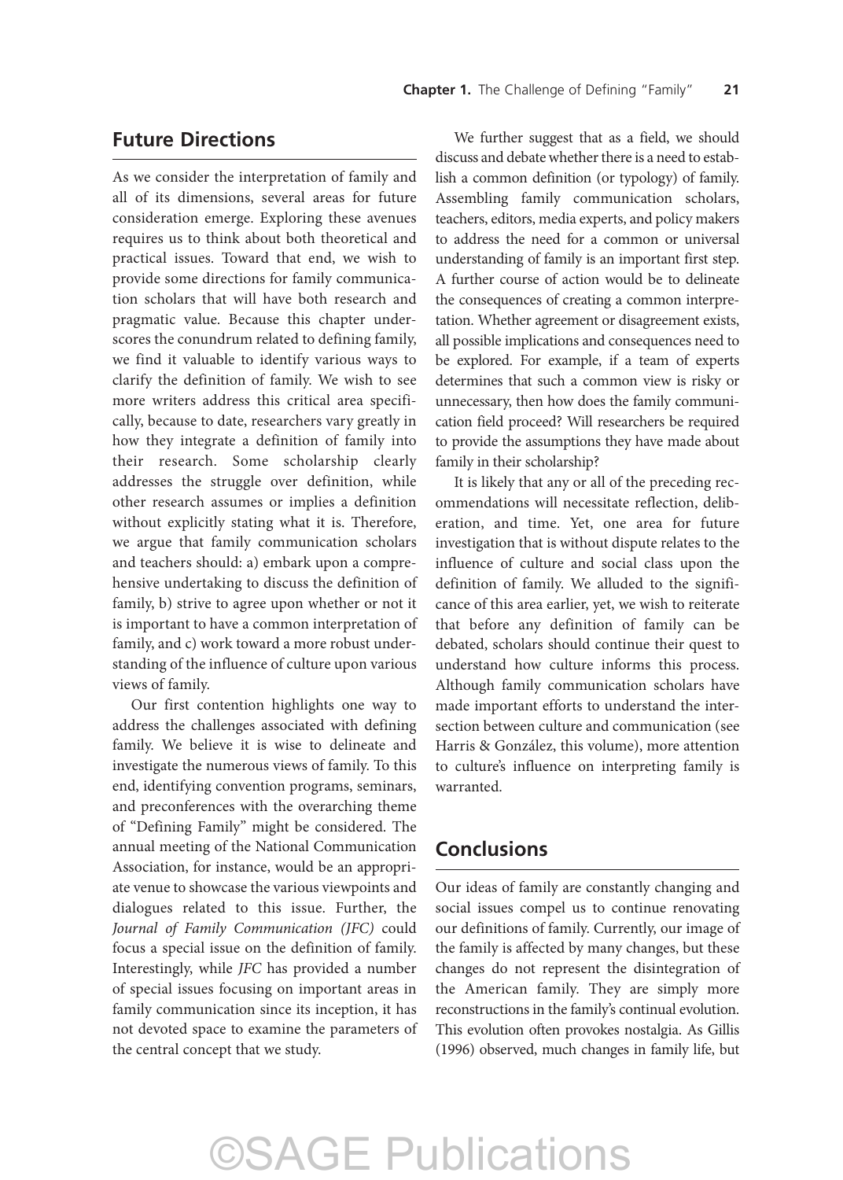## Future Directions

As we consider the interpretation of family and all of its dimensions, several areas for future consideration emerge. Exploring these avenues requires us to think about both theoretical and practical issues. Toward that end, we wish to provide some directions for family communication scholars that will have both research and pragmatic value. Because this chapter underscores the conundrum related to defining family, we find it valuable to identify various ways to clarify the definition of family. We wish to see more writers address this critical area specifically, because to date, researchers vary greatly in how they integrate a definition of family into their research. Some scholarship clearly addresses the struggle over definition, while other research assumes or implies a definition without explicitly stating what it is. Therefore, we argue that family communication scholars and teachers should: a) embark upon a comprehensive undertaking to discuss the definition of family, b) strive to agree upon whether or not it is important to have a common interpretation of family, and c) work toward a more robust understanding of the influence of culture upon various views of family.

Our first contention highlights one way to address the challenges associated with defining family. We believe it is wise to delineate and investigate the numerous views of family. To this end, identifying convention programs, seminars, and preconferences with the overarching theme of "Defining Family" might be considered. The annual meeting of the National Communication Association, for instance, would be an appropriate venue to showcase the various viewpoints and dialogues related to this issue. Further, the *Journal of Family Communication (JFC)* could focus a special issue on the definition of family. Interestingly, while *JFC* has provided a number of special issues focusing on important areas in family communication since its inception, it has not devoted space to examine the parameters of the central concept that we study.

We further suggest that as a field, we should discuss and debate whether there is a need to establish a common definition (or typology) of family. Assembling family communication scholars, teachers, editors, media experts, and policy makers to address the need for a common or universal understanding of family is an important first step. A further course of action would be to delineate the consequences of creating a common interpretation. Whether agreement or disagreement exists, all possible implications and consequences need to be explored. For example, if a team of experts determines that such a common view is risky or unnecessary, then how does the family communication field proceed? Will researchers be required to provide the assumptions they have made about family in their scholarship?

It is likely that any or all of the preceding recommendations will necessitate reflection, deliberation, and time. Yet, one area for future investigation that is without dispute relates to the influence of culture and social class upon the definition of family. We alluded to the significance of this area earlier, yet, we wish to reiterate that before any definition of family can be debated, scholars should continue their quest to understand how culture informs this process. Although family communication scholars have made important efforts to understand the intersection between culture and communication (see Harris & González, this volume), more attention to culture's influence on interpreting family is warranted.

## Conclusions

Our ideas of family are constantly changing and social issues compel us to continue renovating our definitions of family. Currently, our image of the family is affected by many changes, but these changes do not represent the disintegration of the American family. They are simply more reconstructions in the family's continual evolution. This evolution often provokes nostalgia. As Gillis (1996) observed, much changes in family life, but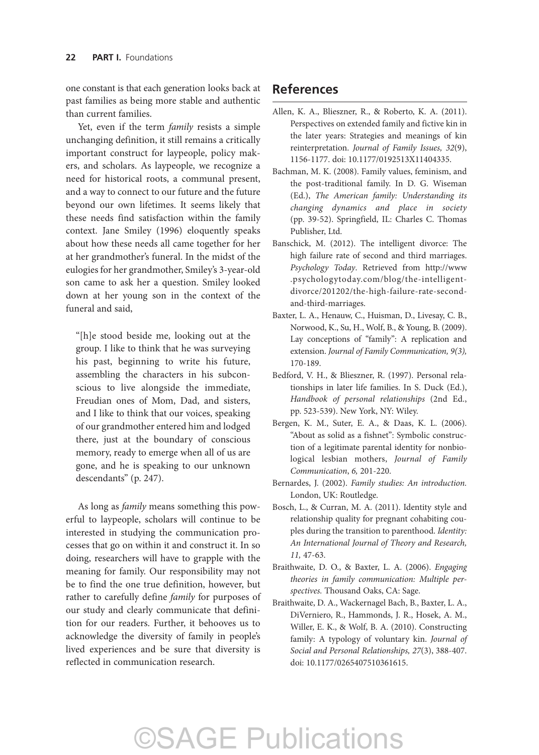one constant is that each generation looks back at past families as being more stable and authentic than current families.

Yet, even if the term *family* resists a simple unchanging definition, it still remains a critically important construct for laypeople, policy makers, and scholars. As laypeople, we recognize a need for historical roots, a communal present, and a way to connect to our future and the future beyond our own lifetimes. It seems likely that these needs find satisfaction within the family context. Jane Smiley (1996) eloquently speaks about how these needs all came together for her at her grandmother's funeral. In the midst of the eulogies for her grandmother, Smiley's 3-year-old son came to ask her a question. Smiley looked down at her young son in the context of the funeral and said,

> "[h]e stood beside me, looking out at the group. I like to think that he was surveying his past, beginning to write his future, assembling the characters in his subconscious to live alongside the immediate, Freudian ones of Mom, Dad, and sisters, and I like to think that our voices, speaking of our grandmother entered him and lodged there, just at the boundary of conscious memory, ready to emerge when all of us are gone, and he is speaking to our unknown descendants" (p. 247).

As long as *family* means something this powerful to laypeople, scholars will continue to be interested in studying the communication processes that go on within it and construct it. In so doing, researchers will have to grapple with the meaning for family. Our responsibility may not be to find the one true definition, however, but rather to carefully define *family* for purposes of our study and clearly communicate that definition for our readers. Further, it behooves us to acknowledge the diversity of family in people's lived experiences and be sure that diversity is reflected in communication research.

## References

Allen, K. A., Blieszner, R., & Roberto, K. A. (2011). Perspectives on extended family and fictive kin in the later years: Strategies and meanings of kin reinterpretation. *Journal of Family Issues, 32*(9), 1156-1177. doi: 10.1177/0192513X11404335.

Bachman, M. K. (2008). Family values, feminism, and the post-traditional family. In D. G. Wiseman (Ed.), *The American family: Understanding its changing dynamics and place in society* (pp. 39-52). Springfield, IL: Charles C. Thomas Publisher, Ltd.

Banschick, M. (2012). The intelligent divorce: The high failure rate of second and third marriages. *Psychology Today*. Retrieved from http://www.psychologytoday.com/blog/the-intelligent-divorce/201202/the-high-failure-rate-second-and-third-marriages.

Baxter, L. A., Henauw, C., Huisman, D., Livesay, C. B., Norwood, K., Su, H., Wolf, B., & Young, B. (2009). Lay conceptions of "family": A replication and extension. *Journal of Family Communication, 9(3),* 170-189.

Bedford, V. H., & Blieszner, R. (1997). Personal relationships in later life families. In S. Duck (Ed.), *Handbook of personal relationships* (2nd Ed., pp. 523-539). New York, NY: Wiley.

Bergen, K. M., Suter, E. A., & Daas, K. L. (2006). "About as solid as a fishnet": Symbolic construction of a legitimate parental identity for nonbiological lesbian mothers, *Journal of Family Communication*, *6,* 201-220.

Bernardes, J. (2002). *Family studies: An introduction.* London, UK: Routledge.

Bosch, L., & Curran, M. A. (2011). Identity style and relationship quality for pregnant cohabiting couples during the transition to parenthood. *Identity: An International Journal of Theory and Research, 11,* 47-63.

Braithwaite, D. O., & Baxter, L. A. (2006). *Engaging theories in family communication: Multiple perspectives.* Thousand Oaks, CA: Sage.

Braithwaite, D. A., Wackernagel Bach, B., Baxter, L. A., DiVerniero, R., Hammonds, J. R., Hosek, A. M., Willer, E. K., & Wolf, B. A. (2010). Constructing family: A typology of voluntary kin. *Journal of Social and Personal Relationships, 27*(3), 388-407. doi: 10.1177/0265407510361615.

©SAGE Publications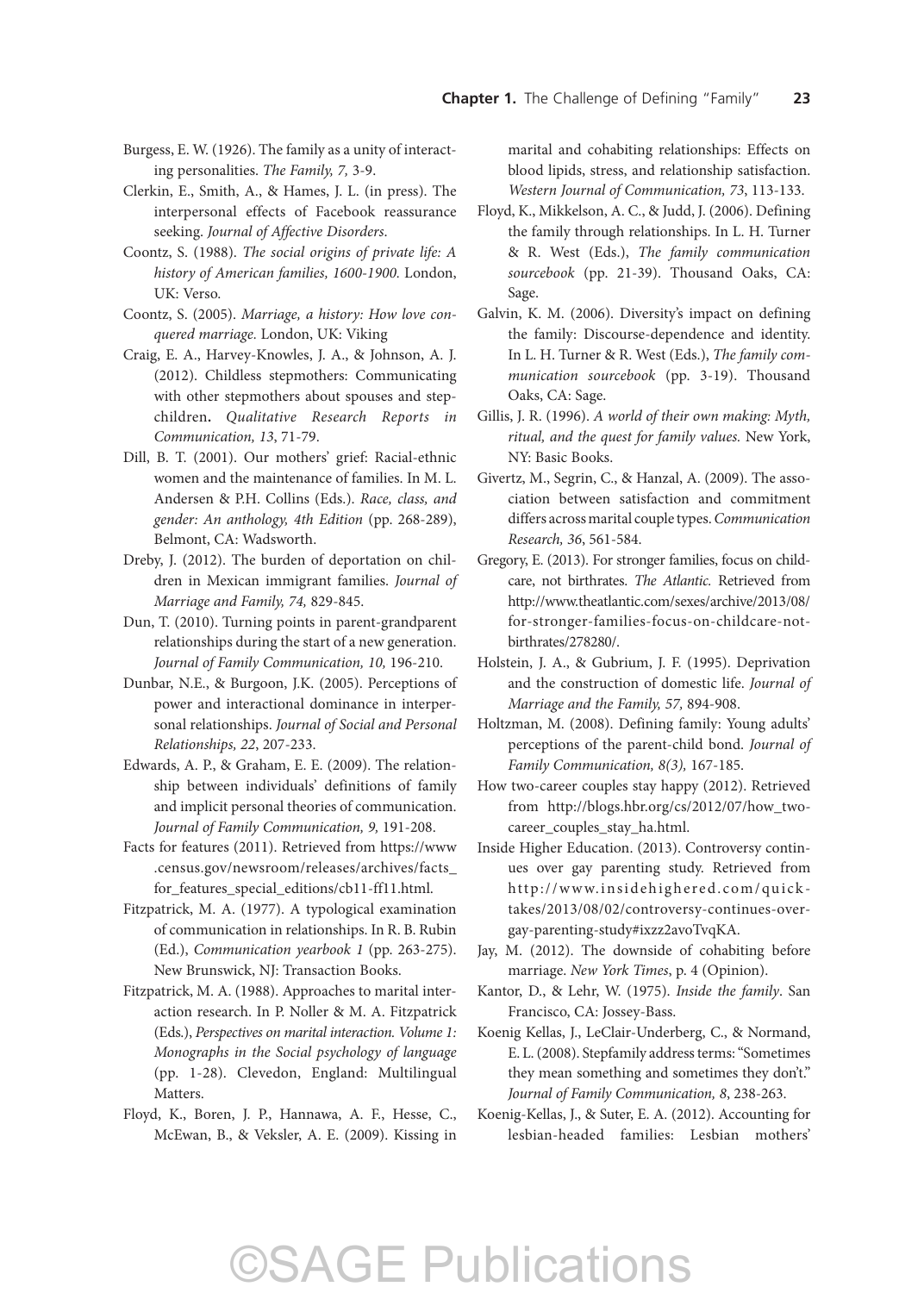Burgess, E. W. (1926). The family as a unity of interacting personalities. *The Family, 7,* 3-9.

Clerkin, E., Smith, A., & Hames, J. L. (in press). The interpersonal effects of Facebook reassurance seeking. *Journal of Affective Disorders.*

Coontz, S. (1988). *The social origins of private life: A history of American families, 1600-1900.* London, UK: Verso.

Coontz, S. (2005). *Marriage, a history: How love conquered marriage.* London, UK: Viking

Craig, E. A., Harvey-Knowles, J. A., & Johnson, A. J. (2012). Childless stepmothers: Communicating with other stepmothers about spouses and stepchildren**.** *Qualitative Research Reports in Communication, 13*, 71-79.

Dill, B. T. (2001). Our mothers' grief: Racial-ethnic women and the maintenance of families. In M. L. Andersen & P.H. Collins (Eds.). *Race, class, and gender: An anthology, 4th Edition* (pp. 268-289), Belmont, CA: Wadsworth.

Dreby, J. (2012). The burden of deportation on children in Mexican immigrant families. *Journal of Marriage and Family, 74,* 829-845.

Dun, T. (2010). Turning points in parent-grandparent relationships during the start of a new generation. *Journal of Family Communication, 10,* 196-210.

Dunbar, N.E., & Burgoon, J.K. (2005). Perceptions of power and interactional dominance in interpersonal relationships. *Journal of Social and Personal Relationships, 22*, 207-233.

Edwards, A. P., & Graham, E. E. (2009). The relationship between individuals' definitions of family and implicit personal theories of communication. *Journal of Family Communication, 9,* 191-208.

Facts for features (2011). Retrieved from https://www.census.gov/newsroom/releases/archives/facts_for_features_special_editions/cb11-ff11.html.

Fitzpatrick, M. A. (1977). A typological examination of communication in relationships. In R. B. Rubin (Ed.), *Communication yearbook 1* (pp. 263-275). New Brunswick, NJ: Transaction Books.

Fitzpatrick, M. A. (1988). Approaches to marital interaction research. In P. Noller & M. A. Fitzpatrick (Eds.), *Perspectives on marital interaction. Volume 1: Monographs in the Social psychology of language* (pp. 1-28). Clevedon, England: Multilingual Matters.

Floyd, K., Boren, J. P., Hannawa, A. F., Hesse, C., McEwan, B., & Veksler, A. E. (2009). Kissing in marital and cohabiting relationships: Effects on blood lipids, stress, and relationship satisfaction. *Western Journal of Communication, 73*, 113-133.

Floyd, K., Mikkelson, A. C., & Judd, J. (2006). Defining the family through relationships. In L. H. Turner & R. West (Eds.), *The family communication sourcebook* (pp. 21-39). Thousand Oaks, CA: Sage.

Galvin, K. M. (2006). Diversity's impact on defining the family: Discourse-dependence and identity. In L. H. Turner & R. West (Eds.), *The family communication sourcebook* (pp. 3-19). Thousand Oaks, CA: Sage.

Gillis, J. R. (1996). *A world of their own making: Myth, ritual, and the quest for family values.* New York, NY: Basic Books.

Givertz, M., Segrin, C., & Hanzal, A. (2009). The association between satisfaction and commitment differs across marital couple types. *Communication Research, 36*, 561-584.

Gregory, E. (2013). For stronger families, focus on childcare, not birthrates. *The Atlantic.* Retrieved from http://www.theatlantic.com/sexes/archive/2013/08/for-stronger-families-focus-on-childcare-not-birthrates/278280/.

Holstein, J. A., & Gubrium, J. F. (1995). Deprivation and the construction of domestic life. *Journal of Marriage and the Family, 57,* 894-908.

Holtzman, M. (2008). Defining family: Young adults' perceptions of the parent-child bond. *Journal of Family Communication, 8(3),* 167-185.

How two-career couples stay happy (2012). Retrieved from http://blogs.hbr.org/cs/2012/07/how_two-career_couples_stay_ha.html.

Inside Higher Education. (2013). Controversy continues over gay parenting study. Retrieved from http://www.insidehighered.com/quicktakes/2013/08/02/controversy-continues-over-gay-parenting-study#ixzz2avoTvqKA.

Jay, M. (2012). The downside of cohabiting before marriage. *New York Times*, p. 4 (Opinion).

Kantor, D., & Lehr, W. (1975). *Inside the family*. San Francisco, CA: Jossey-Bass.

Koenig Kellas, J., LeClair-Underberg, C., & Normand, E. L. (2008). Stepfamily address terms: "Sometimes they mean something and sometimes they don't." *Journal of Family Communication, 8*, 238-263.

Koenig-Kellas, J., & Suter, E. A. (2012). Accounting for lesbian-headed families: Lesbian mothers'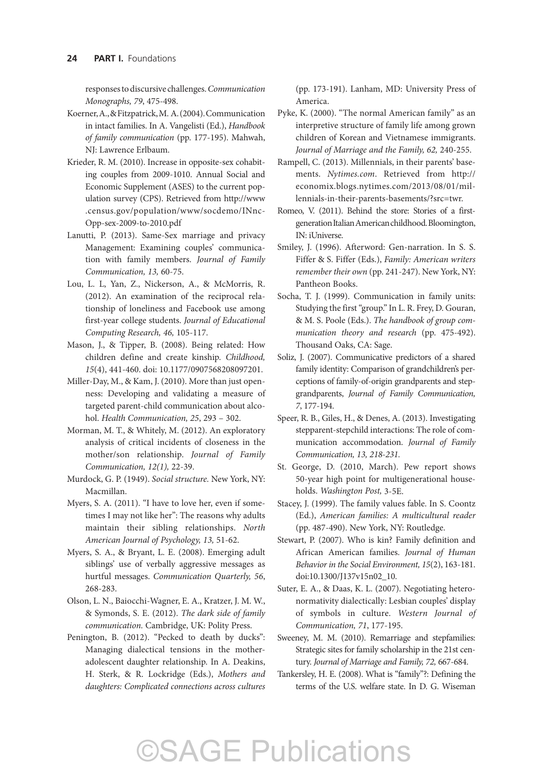responses to discursive challenges. *Communication Monographs, 79*, 475-498.

Koerner, A., & Fitzpatrick, M. A. (2004). Communication in intact families. In A. Vangelisti (Ed.), *Handbook of family communication* (pp. 177-195). Mahwah, NJ: Lawrence Erlbaum.

Krieder, R. M. (2010). Increase in opposite-sex cohabiting couples from 2009-1010. Annual Social and Economic Supplement (ASES) to the current population survey (CPS). Retrieved from http://www.census.gov/population/www/socdemo/INnc-Opp-sex-2009-to-2010.pdf

Lanutti, P. (2013). Same-Sex marriage and privacy Management: Examining couples' communication with family members. *Journal of Family Communication, 13,* 60-75.

Lou, L. L, Yan, Z., Nickerson, A., & McMorris, R. (2012). An examination of the reciprocal relationship of loneliness and Facebook use among first-year college students. *Journal of Educational Computing Research, 46,* 105-117.

Mason, J., & Tipper, B. (2008). Being related: How children define and create kinship. *Childhood, 15*(4), 441-460. doi: 10.1177/0907568208097201.

Miller-Day, M., & Kam, J. (2010). More than just openness: Developing and validating a measure of targeted parent-child communication about alcohol. *Health Communication, 25*, 293 – 302.

Morman, M. T., & Whitely, M. (2012). An exploratory analysis of critical incidents of closeness in the mother/son relationship. *Journal of Family Communication, 12(1),* 22-39.

Murdock, G. P. (1949). *Social structure.* New York, NY: Macmillan.

Myers, S. A. (2011). "I have to love her, even if sometimes I may not like her": The reasons why adults maintain their sibling relationships. *North American Journal of Psychology, 13,* 51-62.

Myers, S. A., & Bryant, L. E. (2008). Emerging adult siblings' use of verbally aggressive messages as hurtful messages. *Communication Quarterly, 56*, 268-283.

Olson, L. N., Baiocchi-Wagner, E. A., Kratzer, J. M. W., & Symonds, S. E. (2012). *The dark side of family communication.* Cambridge, UK: Polity Press.

Penington, B. (2012). "Pecked to death by ducks": Managing dialectical tensions in the mother-adolescent daughter relationship. In A. Deakins, H. Sterk, & R. Lockridge (Eds.), *Mothers and daughters: Complicated connections across cultures* (pp. 173-191). Lanham, MD: University Press of America.

Pyke, K. (2000). "The normal American family" as an interpretive structure of family life among grown children of Korean and Vietnamese immigrants. *Journal of Marriage and the Family, 62,* 240-255.

Rampell, C. (2013). Millennials, in their parents' basements. *Nytimes.com*. Retrieved from http://economix.blogs.nytimes.com/2013/08/01/millennials-in-their-parents-basements/?src=twr.

Romeo, V. (2011). Behind the store: Stories of a first-generation Italian American childhood. Bloomington, IN: iUniverse.

Smiley, J. (1996). Afterword: Gen-narration. In S. S. Fiffer & S. Fiffer (Eds.), *Family: American writers remember their own* (pp. 241-247). New York, NY: Pantheon Books.

Socha, T. J. (1999). Communication in family units: Studying the first "group." In L. R. Frey, D. Gouran, & M. S. Poole (Eds.). *The handbook of group communication theory and research* (pp. 475-492). Thousand Oaks, CA: Sage.

Soliz, J. (2007). Communicative predictors of a shared family identity: Comparison of grandchildren's perceptions of family-of-origin grandparents and step-grandparents, *Journal of Family Communication, 7*, 177-194.

Speer, R. B., Giles, H., & Denes, A. (2013). Investigating stepparent-stepchild interactions: The role of communication accommodation. *Journal of Family Communication, 13, 218-231.*

St. George, D. (2010, March). Pew report shows 50-year high point for multigenerational households. *Washington Post,* 3-5E.

Stacey, J. (1999). The family values fable. In S. Coontz (Ed.), *American families: A multicultural reader* (pp. 487-490). New York, NY: Routledge.

Stewart, P. (2007). Who is kin? Family definition and African American families. *Journal of Human Behavior in the Social Environment, 15*(2), 163-181. doi:10.1300/J137v15n02_10.

Suter, E. A., & Daas, K. L. (2007). Negotiating heteronormativity dialectically: Lesbian couples' display of symbols in culture. *Western Journal of Communication, 71*, 177-195.

Sweeney, M. M. (2010). Remarriage and stepfamilies: Strategic sites for family scholarship in the 21st century. *Journal of Marriage and Family, 72,* 667-684.

Tankersley, H. E. (2008). What is "family"?: Defining the terms of the U.S. welfare state. In D. G. Wiseman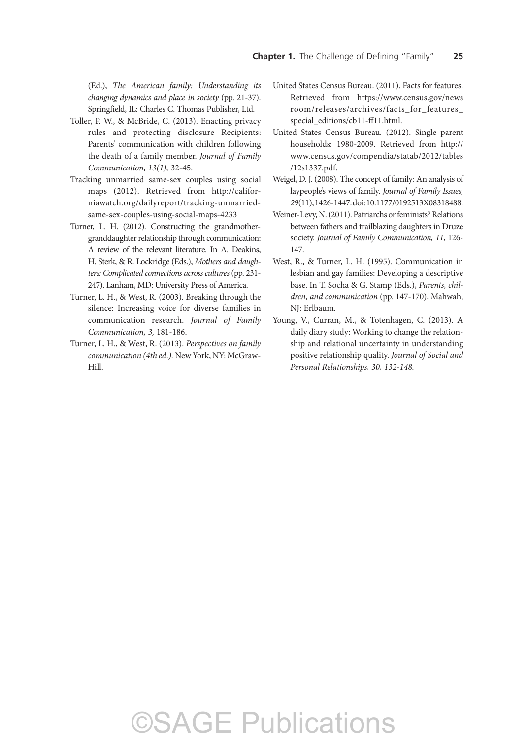(Ed.), *The American family: Understanding its changing dynamics and place in society* (pp. 21-37). Springfield, IL: Charles C. Thomas Publisher, Ltd.

Toller, P. W., & McBride, C. (2013). Enacting privacy rules and protecting disclosure Recipients: Parents' communication with children following the death of a family member. *Journal of Family Communication, 13(1),* 32-45.

Tracking unmarried same-sex couples using social maps (2012). Retrieved from http://californiawatch.org/dailyreport/tracking-unmarried-same-sex-couples-using-social-maps-4233

Turner, L. H. (2012). Constructing the grandmother-granddaughter relationship through communication: A review of the relevant literature. In A. Deakins, H. Sterk, & R. Lockridge (Eds.), *Mothers and daughters: Complicated connections across cultures* (pp. 231-247). Lanham, MD: University Press of America.

Turner, L. H., & West, R. (2003). Breaking through the silence: Increasing voice for diverse families in communication research. *Journal of Family Communication, 3,* 181-186.

Turner, L. H., & West, R. (2013). *Perspectives on family communication (4th ed.)*. New York, NY: McGraw-Hill.

United States Census Bureau. (2011). Facts for features. Retrieved from https://www.census.gov/newsroom/releases/archives/facts_for_features_special_editions/cb11-ff11.html.

United States Census Bureau. (2012). Single parent households: 1980-2009. Retrieved from http://www.census.gov/compendia/statab/2012/tables/12s1337.pdf.

Weigel, D. J. (2008). The concept of family: An analysis of laypeople's views of family. *Journal of Family Issues, 29*(11), 1426-1447. doi:10.1177/0192513X08318488.

Weiner-Levy, N. (2011). Patriarchs or feminists? Relations between fathers and trailblazing daughters in Druze society. *Journal of Family Communication, 11*, 126-147.

West, R., & Turner, L. H. (1995). Communication in lesbian and gay families: Developing a descriptive base. In T. Socha & G. Stamp (Eds.), *Parents, children, and communication* (pp. 147-170). Mahwah, NJ: Erlbaum.

Young, V., Curran, M., & Totenhagen, C. (2013). A daily diary study: Working to change the relationship and relational uncertainty in understanding positive relationship quality. *Journal of Social and Personal Relationships, 30, 132-148.*